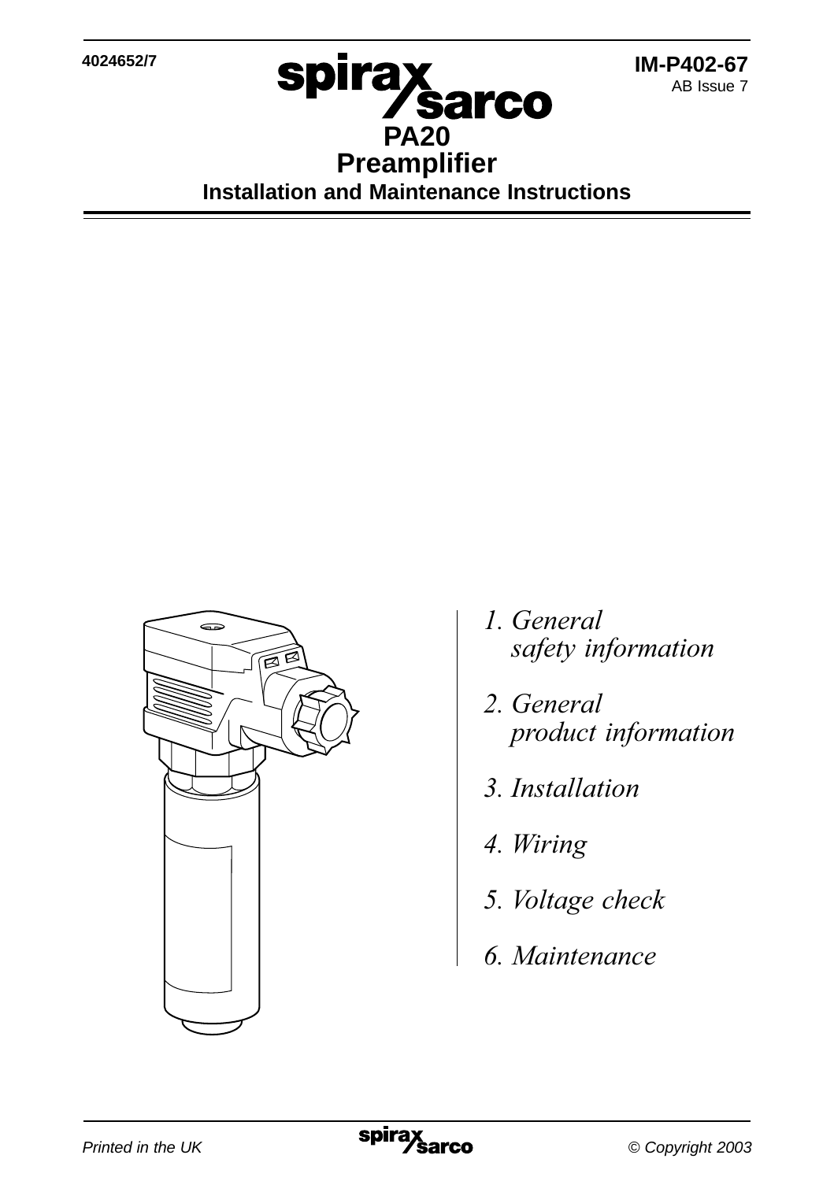4024652/7

IM-P402-67
AB Issue 7

# PA20
# Preamplifier

## Installation and Maintenance Instructions

*1. General safety information*

*2. General product information*

*3. Installation*

*4. Wiring*

*5. Voltage check*

*6. Maintenance*

*Printed in the UK* *© Copyright 2003*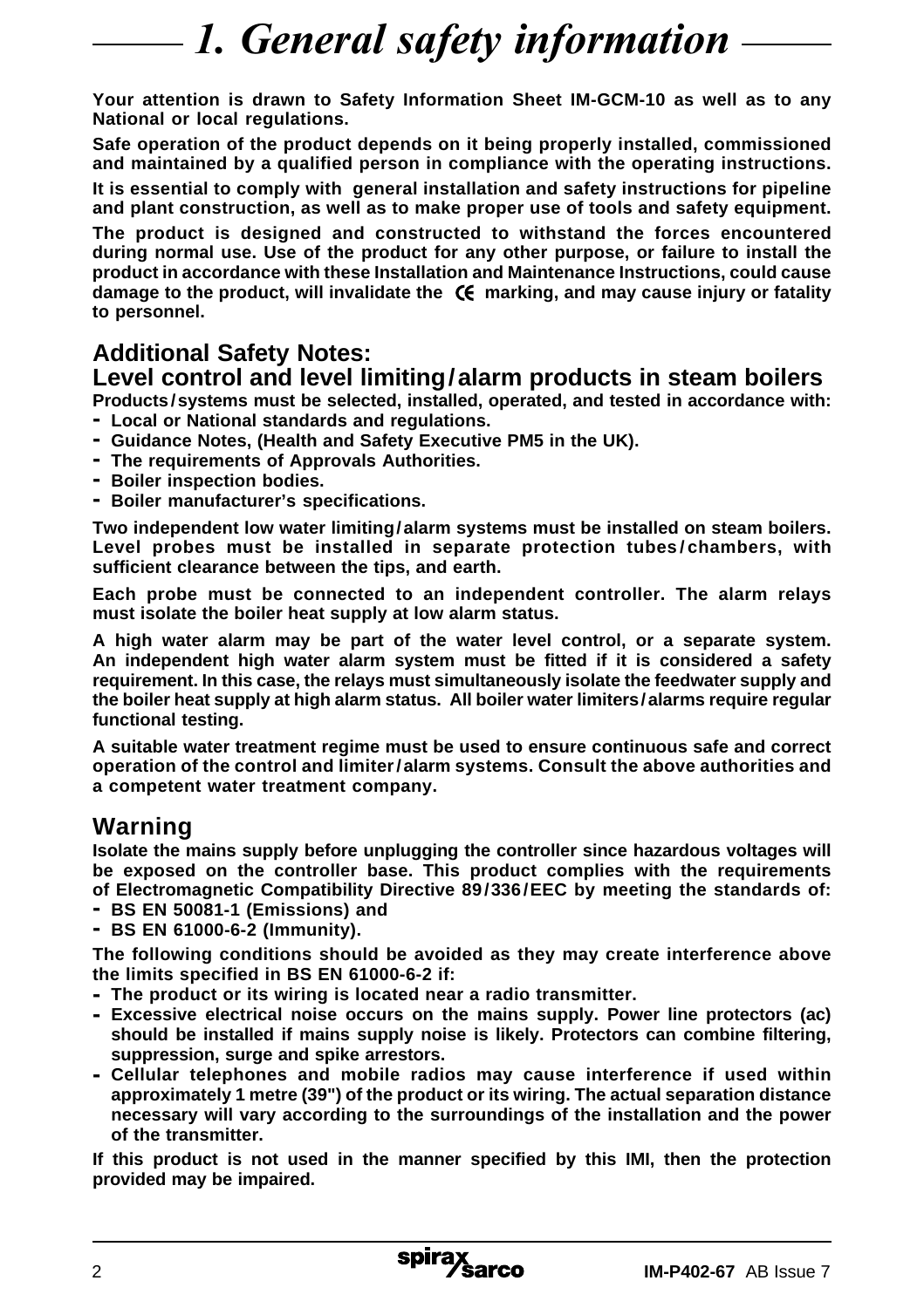# 1. General safety information

**Your attention is drawn to Safety Information Sheet IM-GCM-10 as well as to any National or local regulations.**

**Safe operation of the product depends on it being properly installed, commissioned and maintained by a qualified person in compliance with the operating instructions.**

**It is essential to comply with general installation and safety instructions for pipeline and plant construction, as well as to make proper use of tools and safety equipment.**

**The product is designed and constructed to withstand the forces encountered during normal use. Use of the product for any other purpose, or failure to install the product in accordance with these Installation and Maintenance Instructions, could cause damage to the product, will invalidate the CE marking, and may cause injury or fatality to personnel.**

## Additional Safety Notes:

## Level control and level limiting/alarm products in steam boilers

**Products/systems must be selected, installed, operated, and tested in accordance with:**

- **Local or National standards and regulations.**
- **Guidance Notes, (Health and Safety Executive PM5 in the UK).**
- **The requirements of Approvals Authorities.**
- **Boiler inspection bodies.**
- **Boiler manufacturer's specifications.**

**Two independent low water limiting/alarm systems must be installed on steam boilers. Level probes must be installed in separate protection tubes/chambers, with sufficient clearance between the tips, and earth.**

**Each probe must be connected to an independent controller. The alarm relays must isolate the boiler heat supply at low alarm status.**

**A high water alarm may be part of the water level control, or a separate system. An independent high water alarm system must be fitted if it is considered a safety requirement. In this case, the relays must simultaneously isolate the feedwater supply and the boiler heat supply at high alarm status. All boiler water limiters/alarms require regular functional testing.**

**A suitable water treatment regime must be used to ensure continuous safe and correct operation of the control and limiter/alarm systems. Consult the above authorities and a competent water treatment company.**

## Warning

**Isolate the mains supply before unplugging the controller since hazardous voltages will be exposed on the controller base. This product complies with the requirements of Electromagnetic Compatibility Directive 89/336/EEC by meeting the standards of:**

- **BS EN 50081-1 (Emissions) and**
- **BS EN 61000-6-2 (Immunity).**

**The following conditions should be avoided as they may create interference above the limits specified in BS EN 61000-6-2 if:**

- **The product or its wiring is located near a radio transmitter.**
- **Excessive electrical noise occurs on the mains supply. Power line protectors (ac) should be installed if mains supply noise is likely. Protectors can combine filtering, suppression, surge and spike arrestors.**
- **Cellular telephones and mobile radios may cause interference if used within approximately 1 metre (39") of the product or its wiring. The actual separation distance necessary will vary according to the surroundings of the installation and the power of the transmitter.**

**If this product is not used in the manner specified by this IMI, then the protection provided may be impaired.**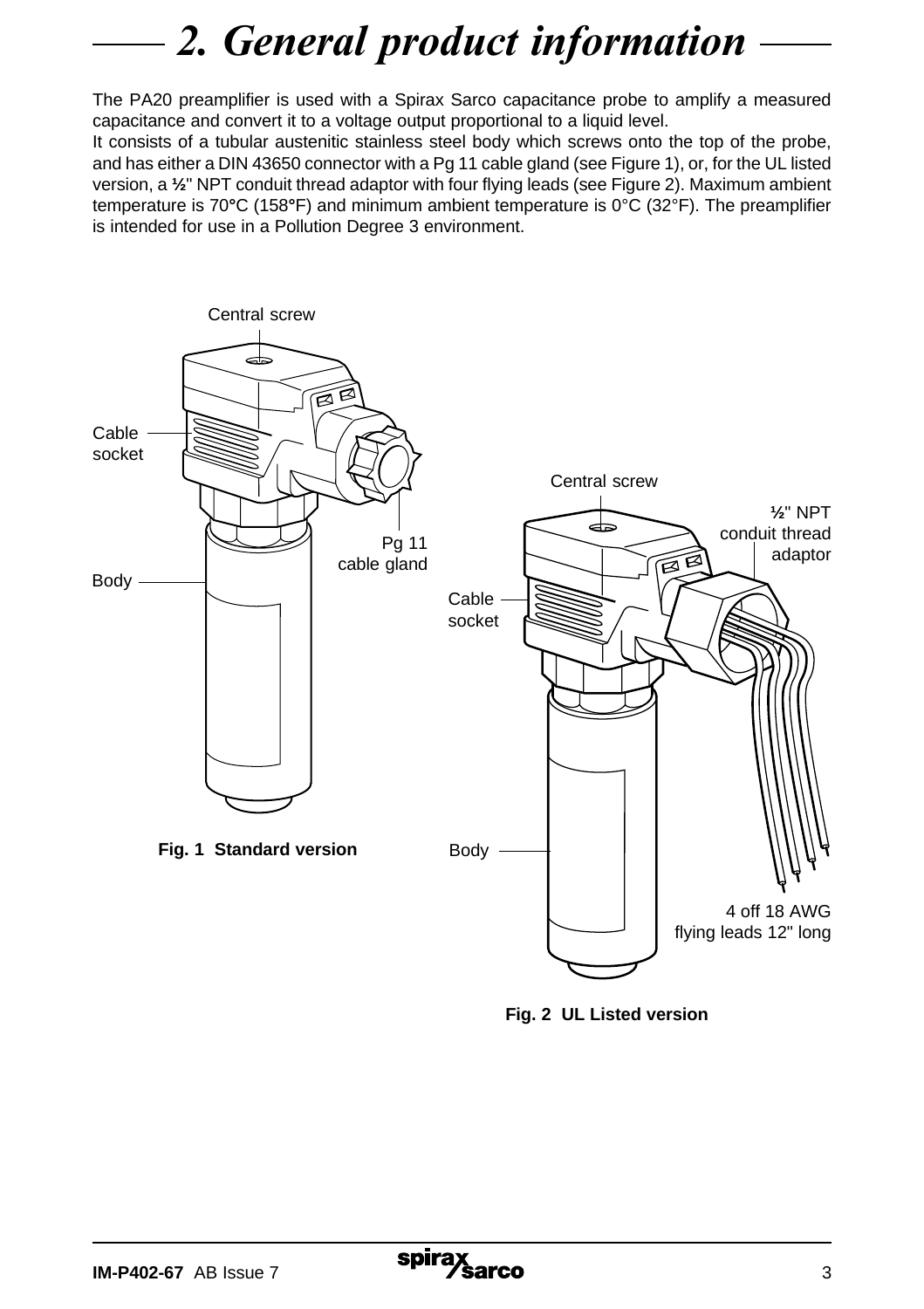# 2. General product information

The PA20 preamplifier is used with a Spirax Sarco capacitance probe to amplify a measured capacitance and convert it to a voltage output proportional to a liquid level.
It consists of a tubular austenitic stainless steel body which screws onto the top of the probe, and has either a DIN 43650 connector with a Pg 11 cable gland (see Figure 1), or, for the UL listed version, a ½" NPT conduit thread adaptor with four flying leads (see Figure 2). Maximum ambient temperature is 70°C (158°F) and minimum ambient temperature is 0°C (32°F). The preamplifier is intended for use in a Pollution Degree 3 environment.

Central screw

Cable socket

Pg 11 cable gland

Body

**Fig. 1 Standard version**

Central screw

½" NPT conduit thread adaptor

Cable socket

Body

4 off 18 AWG flying leads 12" long

**Fig. 2 UL Listed version**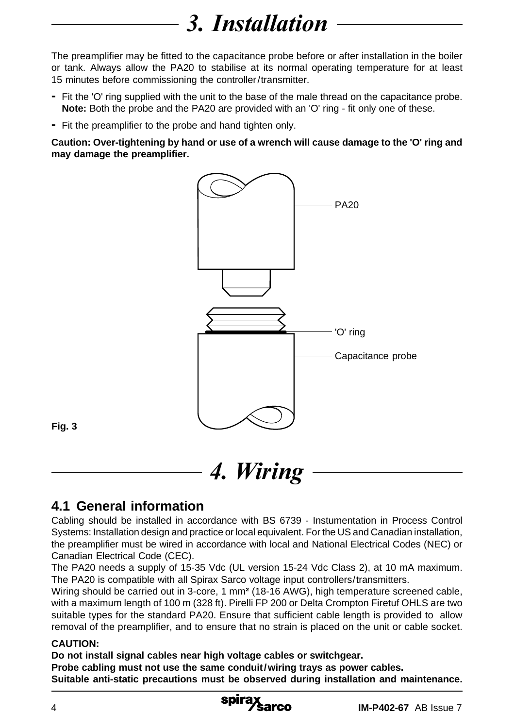# 3. Installation

The preamplifier may be fitted to the capacitance probe before or after installation in the boiler or tank. Always allow the PA20 to stabilise at its normal operating temperature for at least 15 minutes before commissioning the controller/transmitter.

- Fit the 'O' ring supplied with the unit to the base of the male thread on the capacitance probe. **Note:** Both the probe and the PA20 are provided with an 'O' ring - fit only one of these.
- Fit the preamplifier to the probe and hand tighten only.

**Caution: Over-tightening by hand or use of a wrench will cause damage to the 'O' ring and may damage the preamplifier.**

PA20

'O' ring

Capacitance probe

**Fig. 3**

# 4. Wiring

## 4.1 General information

Cabling should be installed in accordance with BS 6739 - Instumentation in Process Control Systems: Installation design and practice or local equivalent. For the US and Canadian installation, the preamplifier must be wired in accordance with local and National Electrical Codes (NEC) or Canadian Electrical Code (CEC).

The PA20 needs a supply of 15-35 Vdc (UL version 15-24 Vdc Class 2), at 10 mA maximum. The PA20 is compatible with all Spirax Sarco voltage input controllers/transmitters.

Wiring should be carried out in 3-core, 1 mm² (18-16 AWG), high temperature screened cable, with a maximum length of 100 m (328 ft). Pirelli FP 200 or Delta Crompton Firetuf OHLS are two suitable types for the standard PA20. Ensure that sufficient cable length is provided to allow removal of the preamplifier, and to ensure that no strain is placed on the unit or cable socket.

**CAUTION:**

**Do not install signal cables near high voltage cables or switchgear.**

**Probe cabling must not use the same conduit/wiring trays as power cables.**

**Suitable anti-static precautions must be observed during installation and maintenance.**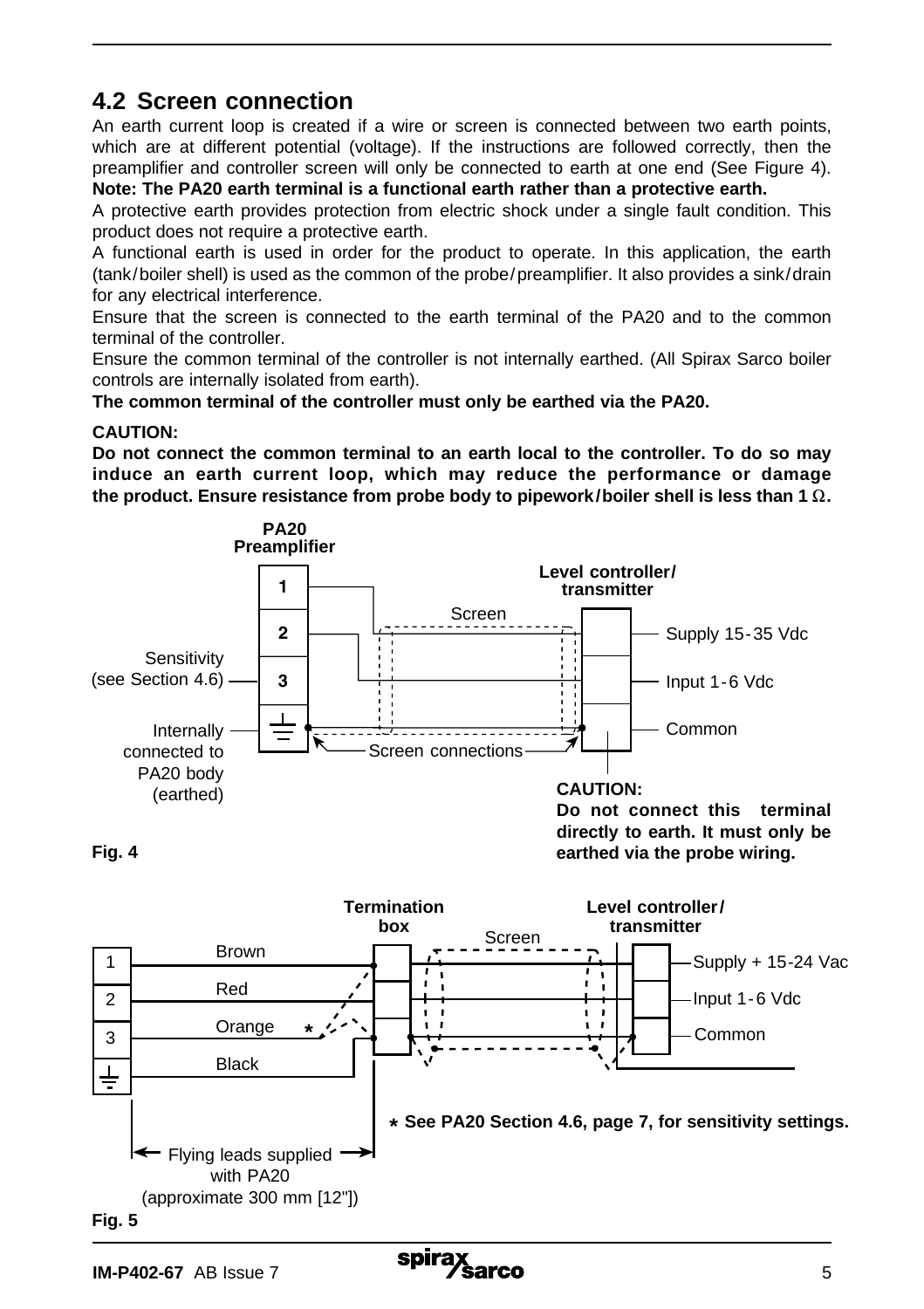## 4.2 Screen connection

An earth current loop is created if a wire or screen is connected between two earth points, which are at different potential (voltage). If the instructions are followed correctly, then the preamplifier and controller screen will only be connected to earth at one end (See Figure 4).

**Note: The PA20 earth terminal is a functional earth rather than a protective earth.**

A protective earth provides protection from electric shock under a single fault condition. This product does not require a protective earth.

A functional earth is used in order for the product to operate. In this application, the earth (tank/boiler shell) is used as the common of the probe/preamplifier. It also provides a sink/drain for any electrical interference.

Ensure that the screen is connected to the earth terminal of the PA20 and to the common terminal of the controller.

Ensure the common terminal of the controller is not internally earthed. (All Spirax Sarco boiler controls are internally isolated from earth).

**The common terminal of the controller must only be earthed via the PA20.**

**CAUTION:**

**Do not connect the common terminal to an earth local to the controller. To do so may induce an earth current loop, which may reduce the performance or damage the product. Ensure resistance from probe body to pipework/boiler shell is less than 1 Ω.**

PA20 Preamplifier

Level controller/ transmitter

Screen

Supply 15-35 Vdc

Sensitivity (see Section 4.6)

Input 1-6 Vdc

Common

Internally connected to PA20 body (earthed)

Screen connections

**CAUTION:**
**Do not connect this terminal directly to earth. It must only be earthed via the probe wiring.**

**Fig. 4**

Termination box

Level controller/ transmitter

Screen

Brown

Red

Orange *

Black

Supply + 15-24 Vac

Input 1-6 Vdc

Common

**\* See PA20 Section 4.6, page 7, for sensitivity settings.**

Flying leads supplied with PA20 (approximate 300 mm [12"])

**Fig. 5**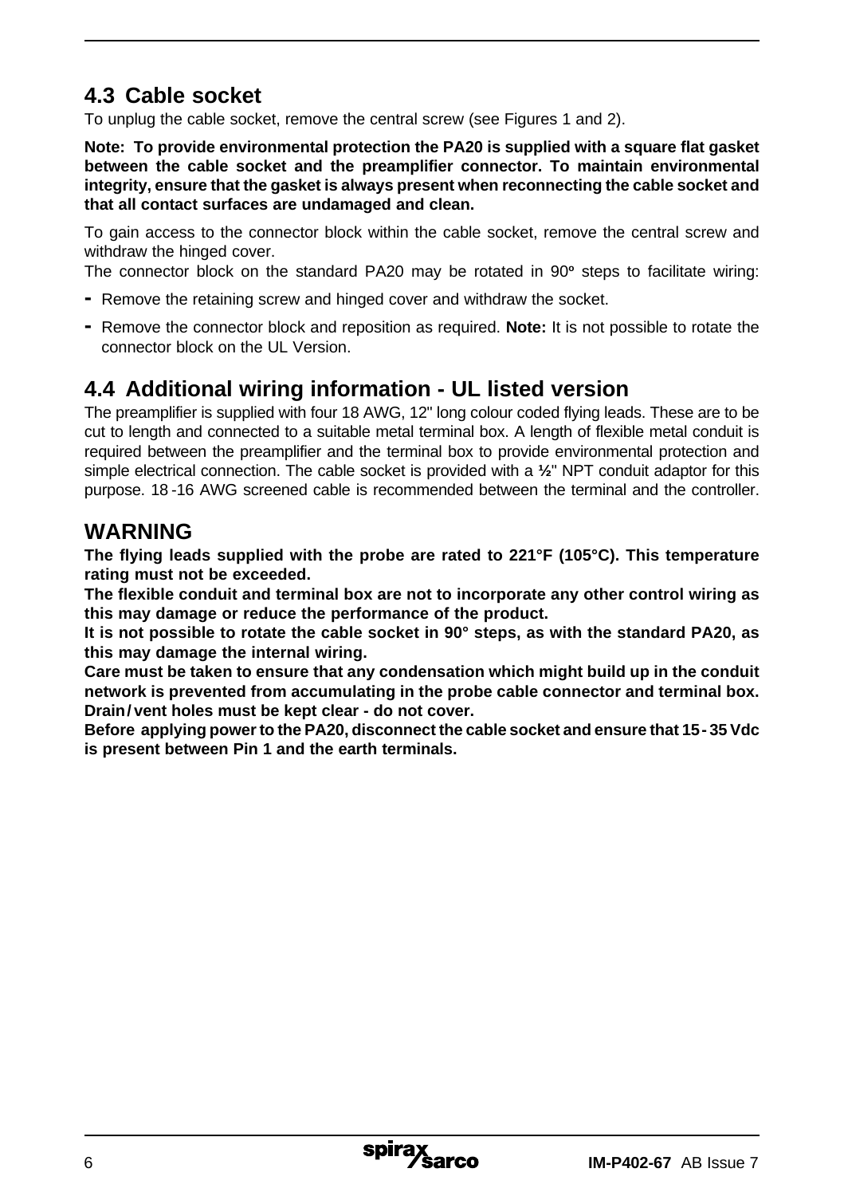## 4.3 Cable socket

To unplug the cable socket, remove the central screw (see Figures 1 and 2).

**Note: To provide environmental protection the PA20 is supplied with a square flat gasket between the cable socket and the preamplifier connector. To maintain environmental integrity, ensure that the gasket is always present when reconnecting the cable socket and that all contact surfaces are undamaged and clean.**

To gain access to the connector block within the cable socket, remove the central screw and withdraw the hinged cover.

The connector block on the standard PA20 may be rotated in 90º steps to facilitate wiring:

- Remove the retaining screw and hinged cover and withdraw the socket.
- Remove the connector block and reposition as required. **Note:** It is not possible to rotate the connector block on the UL Version.

## 4.4 Additional wiring information - UL listed version

The preamplifier is supplied with four 18 AWG, 12" long colour coded flying leads. These are to be cut to length and connected to a suitable metal terminal box. A length of flexible metal conduit is required between the preamplifier and the terminal box to provide environmental protection and simple electrical connection. The cable socket is provided with a **½**" NPT conduit adaptor for this purpose. 18 -16 AWG screened cable is recommended between the terminal and the controller.

## WARNING

**The flying leads supplied with the probe are rated to 221°F (105°C). This temperature rating must not be exceeded.**

**The flexible conduit and terminal box are not to incorporate any other control wiring as this may damage or reduce the performance of the product.**

**It is not possible to rotate the cable socket in 90° steps, as with the standard PA20, as this may damage the internal wiring.**

**Care must be taken to ensure that any condensation which might build up in the conduit network is prevented from accumulating in the probe cable connector and terminal box. Drain / vent holes must be kept clear - do not cover.**

**Before applying power to the PA20, disconnect the cable socket and ensure that 15 - 35 Vdc is present between Pin 1 and the earth terminals.**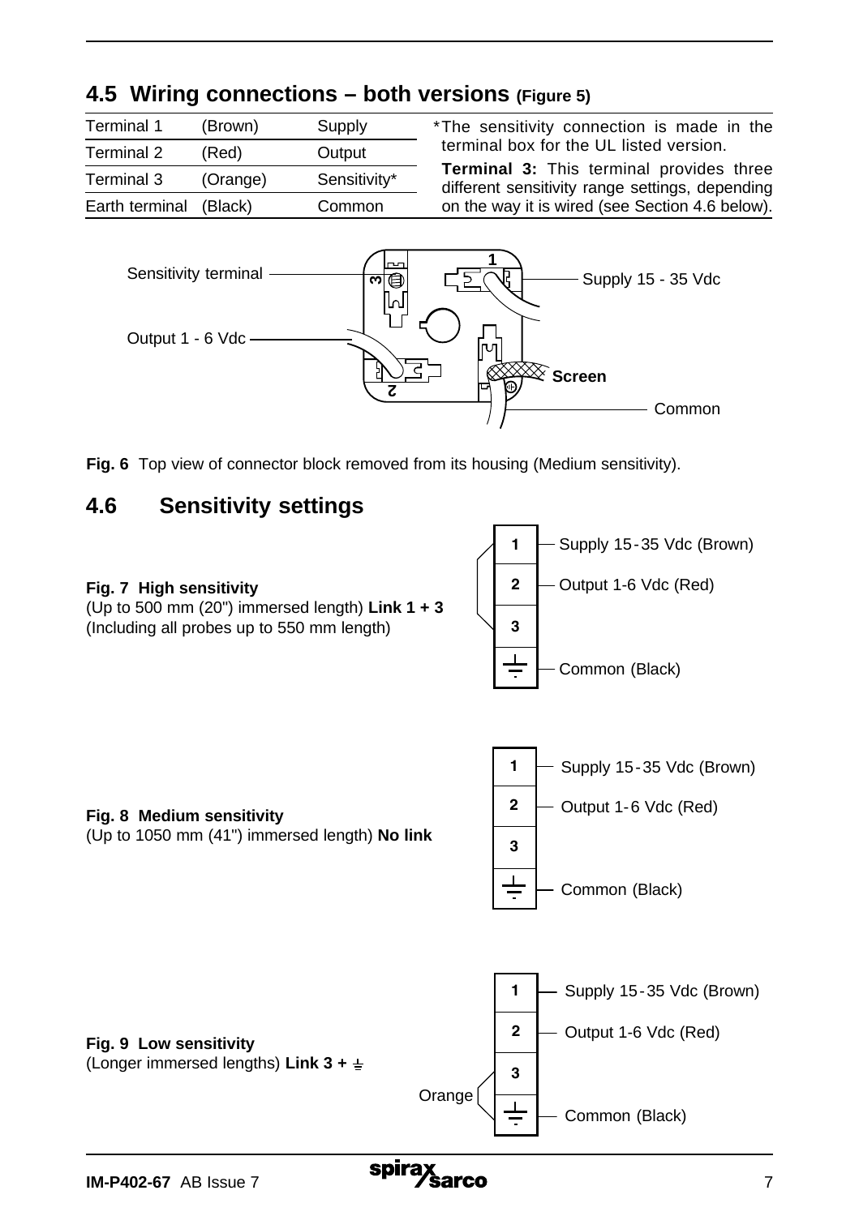## 4.5 Wiring connections – both versions (Figure 5)

| Terminal 1 | (Brown) | Supply |
|---|---|---|
| Terminal 2 | (Red) | Output |
| Terminal 3 | (Orange) | Sensitivity* |
| Earth terminal | (Black) | Common |

*The sensitivity connection is made in the terminal box for the UL listed version.

**Terminal 3:** This terminal provides three different sensitivity range settings, depending on the way it is wired (see Section 4.6 below).

Sensitivity terminal

Output 1 - 6 Vdc

Supply 15 - 35 Vdc

Screen

Common

**Fig. 6** Top view of connector block removed from its housing (Medium sensitivity).

## 4.6 Sensitivity settings

**Fig. 7 High sensitivity**
(Up to 500 mm (20") immersed length) **Link 1 + 3**
(Including all probes up to 550 mm length)

| Terminal | Connection |
|---|---|
| 1 | Supply 15-35 Vdc (Brown) |
| 2 | Output 1-6 Vdc (Red) |
| 3 | |
| ⏚ | Common (Black) |

**Fig. 8 Medium sensitivity**
(Up to 1050 mm (41") immersed length) **No link**

| Terminal | Connection |
|---|---|
| 1 | Supply 15-35 Vdc (Brown) |
| 2 | Output 1-6 Vdc (Red) |
| 3 | |
| ⏚ | Common (Black) |

**Fig. 9 Low sensitivity**
(Longer immersed lengths) **Link 3 + ⏚**

| Terminal | Connection |
|---|---|
| 1 | Supply 15-35 Vdc (Brown) |
| 2 | Output 1-6 Vdc (Red) |
| 3 | Orange |
| ⏚ | Common (Black) |

IM-P402-67 AB Issue 7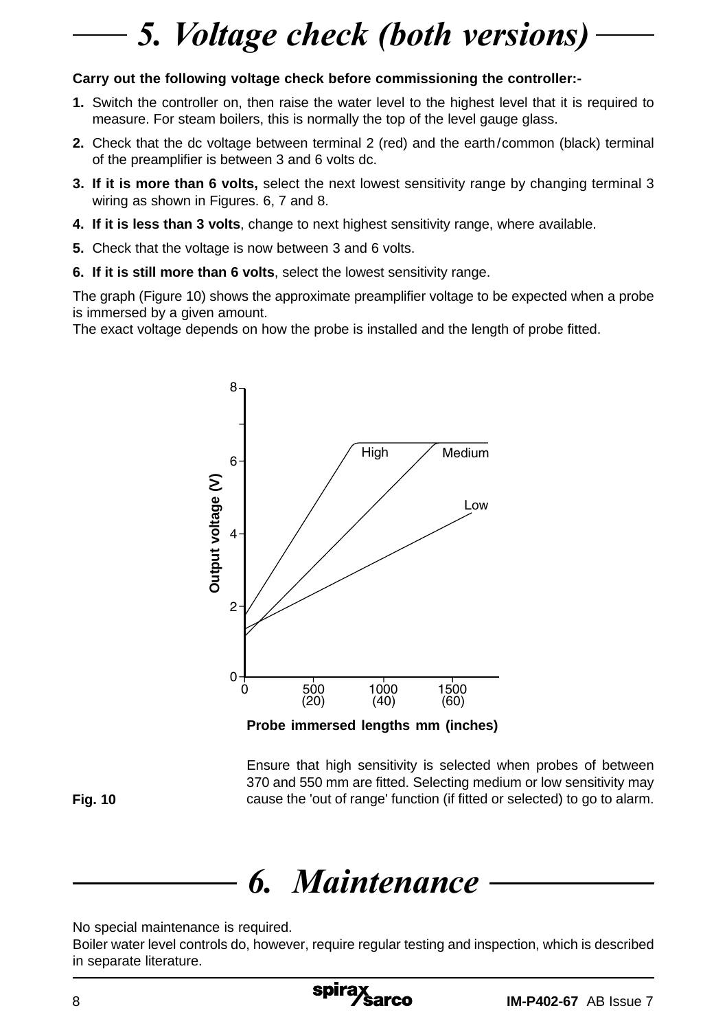# 5. Voltage check (both versions)

**Carry out the following voltage check before commissioning the controller:-**

1. Switch the controller on, then raise the water level to the highest level that it is required to measure. For steam boilers, this is normally the top of the level gauge glass.
2. Check that the dc voltage between terminal 2 (red) and the earth/common (black) terminal of the preamplifier is between 3 and 6 volts dc.
3. **If it is more than 6 volts,** select the next lowest sensitivity range by changing terminal 3 wiring as shown in Figures. 6, 7 and 8.
4. **If it is less than 3 volts**, change to next highest sensitivity range, where available.
5. Check that the voltage is now between 3 and 6 volts.
6. **If it is still more than 6 volts**, select the lowest sensitivity range.

The graph (Figure 10) shows the approximate preamplifier voltage to be expected when a probe is immersed by a given amount.
The exact voltage depends on how the probe is installed and the length of probe fitted.

Output voltage (V)

8
6
4
2
0

High
Medium
Low

0
500 (20)
1000 (40)
1500 (60)

**Probe immersed lengths mm (inches)**

**Fig. 10**

Ensure that high sensitivity is selected when probes of between 370 and 550 mm are fitted. Selecting medium or low sensitivity may cause the 'out of range' function (if fitted or selected) to go to alarm.

# 6. Maintenance

No special maintenance is required.
Boiler water level controls do, however, require regular testing and inspection, which is described in separate literature.

**IM-P402-67** AB Issue 7